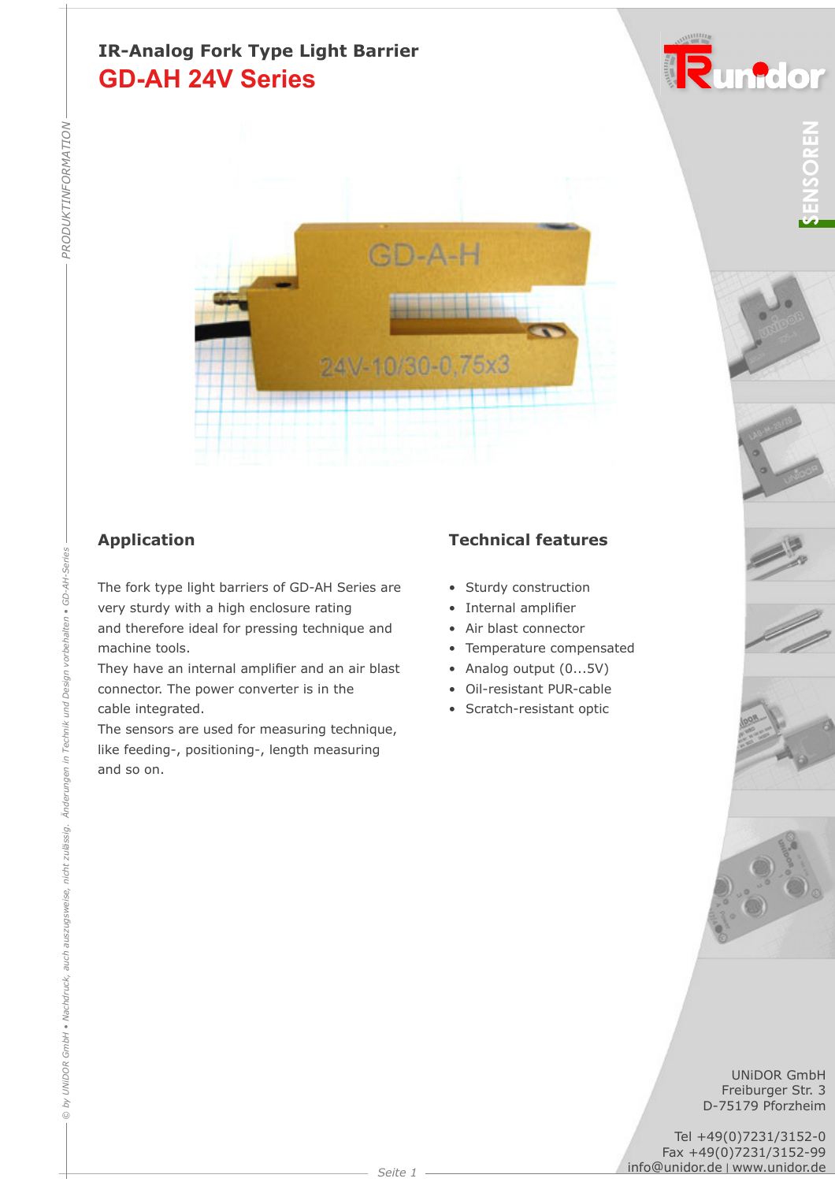# IR-Analog Fork Type Light Barrier

## GD-AH 24V Series

### Application

The fork type light barriers of GD-AH Series are very sturdy with a high enclosure rating and therefore ideal for pressing technique and machine tools.
They have an internal amplifier and an air blast connector. The power converter is in the cable integrated.
The sensors are used for measuring technique, like feeding-, positioning-, length measuring and so on.

### Technical features

- Sturdy construction
- Internal amplifier
- Air blast connector
- Temperature compensated
- Analog output (0...5V)
- Oil-resistant PUR-cable
- Scratch-resistant optic

UNiDOR GmbH
Freiburger Str. 3
D-75179 Pforzheim

Tel +49(0)7231/3152-0
Fax +49(0)7231/3152-99
info@unidor.de | www.unidor.de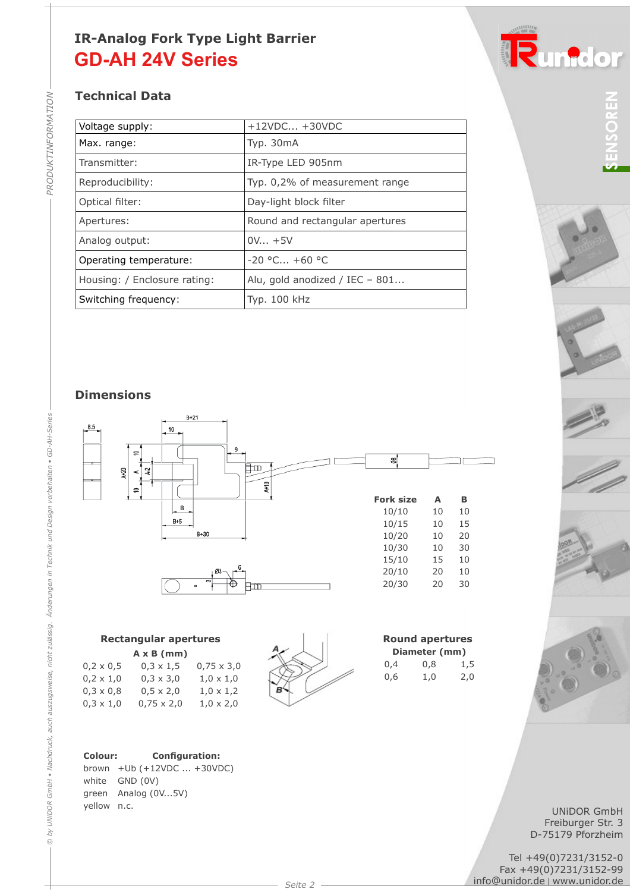# IR-Analog Fork Type Light Barrier

# GD-AH 24V Series

## Technical Data

| Voltage supply: | +12VDC... +30VDC |
|---|---|
| Max. range: | Typ. 30mA |
| Transmitter: | IR-Type LED 905nm |
| Reproducibility: | Typ. 0,2% of measurement range |
| Optical filter: | Day-light block filter |
| Apertures: | Round and rectangular apertures |
| Analog output: | 0V... +5V |
| Operating temperature: | -20 °C... +60 °C |
| Housing: / Enclosure rating: | Alu, gold anodized / IEC – 801... |
| Switching frequency: | Typ. 100 kHz |

## Dimensions

| Fork size | A | B |
|---|---|---|
| 10/10 | 10 | 10 |
| 10/15 | 10 | 15 |
| 10/20 | 10 | 20 |
| 10/30 | 10 | 30 |
| 15/10 | 15 | 10 |
| 20/10 | 20 | 10 |
| 20/30 | 20 | 30 |

### Rectangular apertures

**A x B (mm)**

| | | |
|---|---|---|
| 0,2 x 0,5 | 0,3 x 1,5 | 0,75 x 3,0 |
| 0,2 x 1,0 | 0,3 x 3,0 | 1,0 x 1,0 |
| 0,3 x 0,8 | 0,5 x 2,0 | 1,0 x 1,2 |
| 0,3 x 1,0 | 0,75 x 2,0 | 1,0 x 2,0 |

### Round apertures

**Diameter (mm)**

| | | |
|---|---|---|
| 0,4 | 0,8 | 1,5 |
| 0,6 | 1,0 | 2,0 |

| **Colour:** | **Configuration:** |
|---|---|
| brown | +Ub (+12VDC ... +30VDC) |
| white | GND (0V) |
| green | Analog (0V...5V) |
| yellow | n.c. |

UNiDOR GmbH
Freiburger Str. 3
D-75179 Pforzheim

Tel +49(0)7231/3152-0
Fax +49(0)7231/3152-99
info@unidor.de | www.unidor.de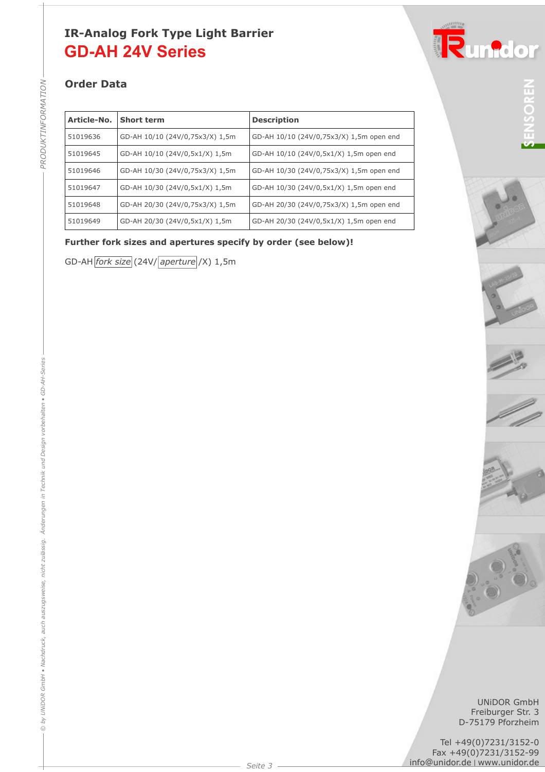# IR-Analog Fork Type Light Barrier
## GD-AH 24V Series

### Order Data

| Article-No. | Short term | Description |
|---|---|---|
| 51019636 | GD-AH 10/10 (24V/0,75x3/X) 1,5m | GD-AH 10/10 (24V/0,75x3/X) 1,5m open end |
| 51019645 | GD-AH 10/10 (24V/0,5x1/X) 1,5m | GD-AH 10/10 (24V/0,5x1/X) 1,5m open end |
| 51019646 | GD-AH 10/30 (24V/0,75x3/X) 1,5m | GD-AH 10/30 (24V/0,75x3/X) 1,5m open end |
| 51019647 | GD-AH 10/30 (24V/0,5x1/X) 1,5m | GD-AH 10/30 (24V/0,5x1/X) 1,5m open end |
| 51019648 | GD-AH 20/30 (24V/0,75x3/X) 1,5m | GD-AH 20/30 (24V/0,75x3/X) 1,5m open end |
| 51019649 | GD-AH 20/30 (24V/0,5x1/X) 1,5m | GD-AH 20/30 (24V/0,5x1/X) 1,5m open end |

**Further fork sizes and apertures specify by order (see below)!**

GD-AH *fork size* (24V/ *aperture* /X) 1,5m

UNiDOR GmbH
Freiburger Str. 3
D-75179 Pforzheim

Tel +49(0)7231/3152-0
Fax +49(0)7231/3152-99
info@unidor.de | www.unidor.de